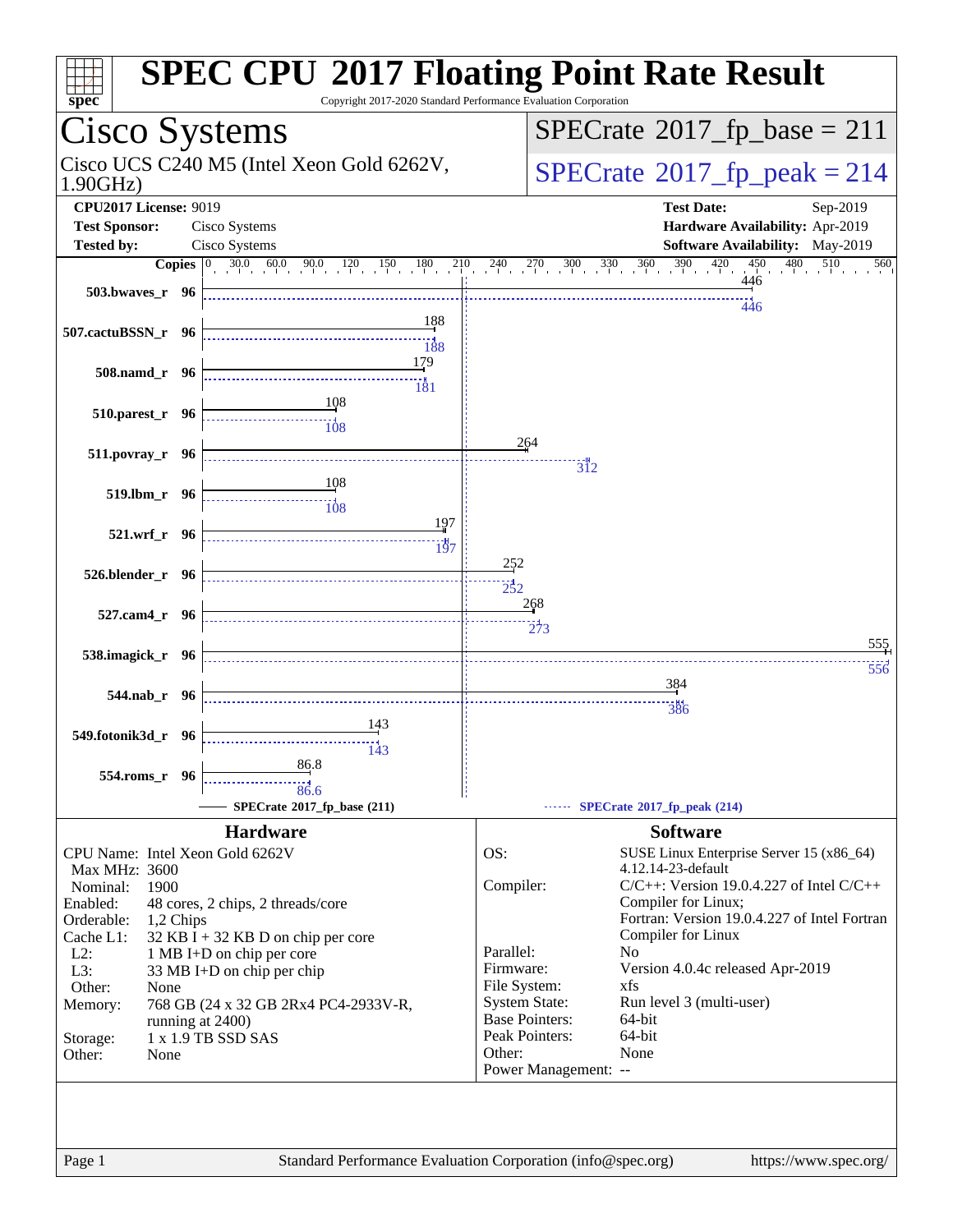# SPEC CPU 2017 Floating Point Rate Result

Copyright 2017-2020 Standard Performance Evaluation Corporation

## Cisco Systems

Cisco UCS C240 M5 (Intel Xeon Gold 6262V, 1.90GHz)

**SPECrate 2017_fp_base = 211**

**SPECrate 2017_fp_peak = 214**

| | | | |
|---|---|---|---|
| **CPU2017 License:** | 9019 | **Test Date:** | Sep-2019 |
| **Test Sponsor:** | Cisco Systems | **Hardware Availability:** | Apr-2019 |
| **Tested by:** | Cisco Systems | **Software Availability:** | May-2019 |

| Benchmark | Copies | SPECrate 2017_fp_base (211) | SPECrate 2017_fp_peak (214) |
|---|---|---|---|
| 503.bwaves_r | 96 | 446 | 446 |
| 507.cactuBSSN_r | 96 | 188 | 188 |
| 508.namd_r | 96 | 179 | 181 |
| 510.parest_r | 96 | 108 | 108 |
| 511.povray_r | 96 | 264 | 312 |
| 519.lbm_r | 96 | 108 | 108 |
| 521.wrf_r | 96 | 197 | 197 |
| 526.blender_r | 96 | 252 | 252 |
| 527.cam4_r | 96 | 268 | 273 |
| 538.imagick_r | 96 | 555 | 556 |
| 544.nab_r | 96 | 384 | 386 |
| 549.fotonik3d_r | 96 | 143 | 143 |
| 554.roms_r | 96 | 86.8 | 86.6 |

### Hardware

| | |
|---|---|
| CPU Name: | Intel Xeon Gold 6262V |
| Max MHz: | 3600 |
| Nominal: | 1900 |
| Enabled: | 48 cores, 2 chips, 2 threads/core |
| Orderable: | 1,2 Chips |
| Cache L1: | 32 KB I + 32 KB D on chip per core |
| L2: | 1 MB I+D on chip per core |
| L3: | 33 MB I+D on chip per chip |
| Other: | None |
| Memory: | 768 GB (24 x 32 GB 2Rx4 PC4-2933V-R, running at 2400) |
| Storage: | 1 x 1.9 TB SSD SAS |
| Other: | None |

### Software

| | |
|---|---|
| OS: | SUSE Linux Enterprise Server 15 (x86_64) 4.12.14-23-default |
| Compiler: | C/C++: Version 19.0.4.227 of Intel C/C++ Compiler for Linux; Fortran: Version 19.0.4.227 of Intel Fortran Compiler for Linux |
| Parallel: | No |
| Firmware: | Version 4.0.4c released Apr-2019 |
| File System: | xfs |
| System State: | Run level 3 (multi-user) |
| Base Pointers: | 64-bit |
| Peak Pointers: | 64-bit |
| Other: | None |
| Power Management: | -- |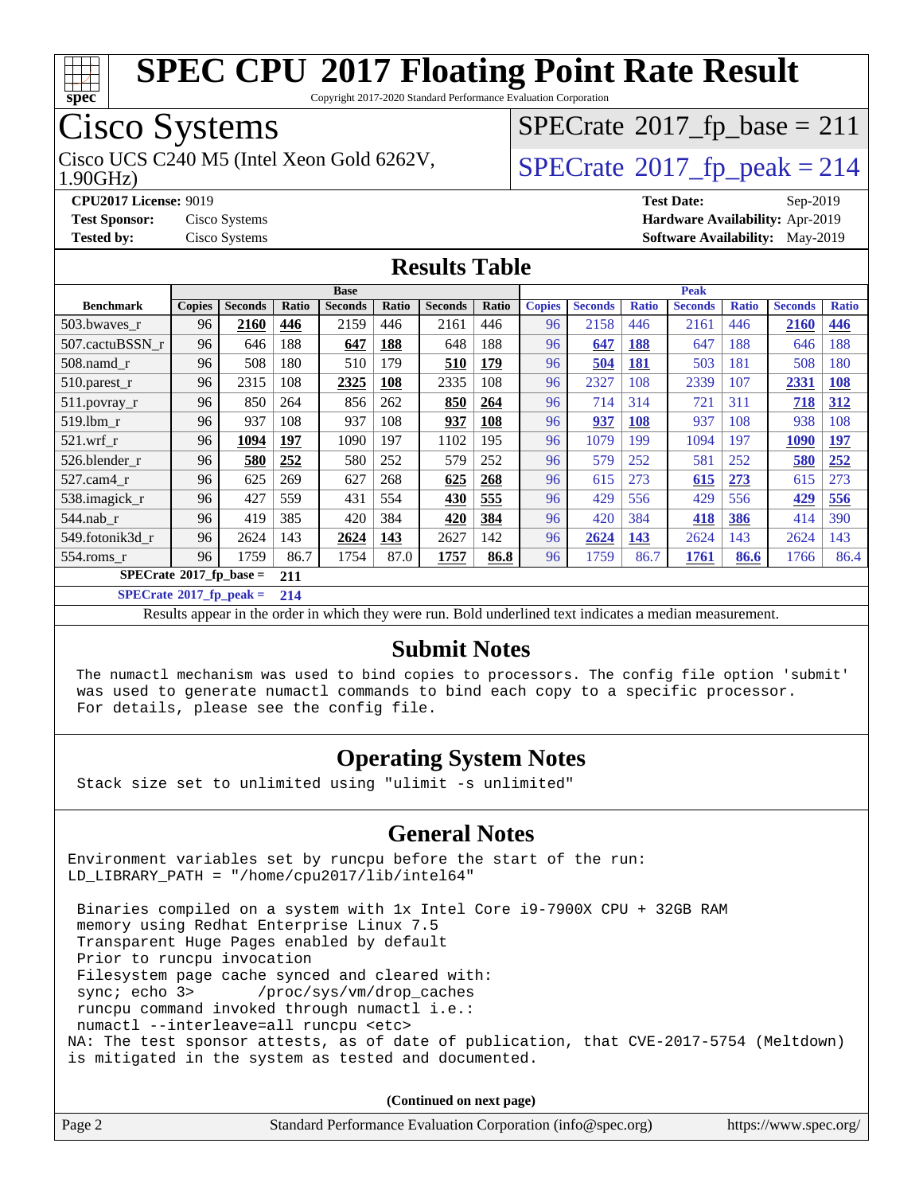# SPEC CPU 2017 Floating Point Rate Result

Copyright 2017-2020 Standard Performance Evaluation Corporation

## Cisco Systems

Cisco UCS C240 M5 (Intel Xeon Gold 6262V, 1.90GHz)

SPECrate 2017_fp_base = 211

SPECrate 2017_fp_peak = 214

**CPU2017 License:** 9019
**Test Sponsor:** Cisco Systems
**Tested by:** Cisco Systems

**Test Date:** Sep-2019
**Hardware Availability:** Apr-2019
**Software Availability:** May-2019

## Results Table

| Benchmark | Base | | | | | | | Peak | | | | | | |
|---|---|---|---|---|---|---|---|---|---|---|---|---|---|---|
| | Copies | Seconds | Ratio | Seconds | Ratio | Seconds | Ratio | Copies | Seconds | Ratio | Seconds | Ratio | Seconds | Ratio |
| 503.bwaves_r | 96 | **2160** | **446** | 2159 | 446 | 2161 | 446 | 96 | 2158 | 446 | 2161 | 446 | **2160** | **446** |
| 507.cactuBSSN_r | 96 | 646 | 188 | **647** | **188** | 648 | 188 | 96 | **647** | **188** | 647 | 188 | 646 | 188 |
| 508.namd_r | 96 | 508 | 180 | 510 | 179 | **510** | **179** | 96 | **504** | **181** | 503 | 181 | 508 | 180 |
| 510.parest_r | 96 | 2315 | 108 | **2325** | **108** | 2335 | 108 | 96 | 2327 | 108 | 2339 | 107 | **2331** | **108** |
| 511.povray_r | 96 | 850 | 264 | 856 | 262 | **850** | **264** | 96 | 714 | 314 | 721 | 311 | **718** | **312** |
| 519.lbm_r | 96 | 937 | 108 | 937 | 108 | **937** | **108** | 96 | **937** | **108** | 937 | 108 | 938 | 108 |
| 521.wrf_r | 96 | **1094** | **197** | 1090 | 197 | 1102 | 195 | 96 | 1079 | 199 | 1094 | 197 | **1090** | **197** |
| 526.blender_r | 96 | **580** | **252** | 580 | 252 | 579 | 252 | 96 | 579 | 252 | 581 | 252 | **580** | **252** |
| 527.cam4_r | 96 | 625 | 269 | 627 | 268 | **625** | **268** | 96 | 615 | 273 | **615** | **273** | 615 | 273 |
| 538.imagick_r | 96 | 427 | 559 | 431 | 554 | **430** | **555** | 96 | 429 | 556 | 429 | 556 | **429** | **556** |
| 544.nab_r | 96 | 419 | 385 | 420 | 384 | **420** | **384** | 96 | 420 | 384 | **418** | **386** | 414 | 390 |
| 549.fotonik3d_r | 96 | 2624 | 143 | **2624** | **143** | 2627 | 142 | 96 | **2624** | **143** | 2624 | 143 | 2624 | 143 |
| 554.roms_r | 96 | 1759 | 86.7 | 1754 | 87.0 | **1757** | **86.8** | 96 | 1759 | 86.7 | **1761** | **86.6** | 1766 | 86.4 |

**SPECrate 2017_fp_base = 211**

**SPECrate 2017_fp_peak = 214**

Results appear in the order in which they were run. Bold underlined text indicates a median measurement.

## Submit Notes

```
The numactl mechanism was used to bind copies to processors. The config file option 'submit'
was used to generate numactl commands to bind each copy to a specific processor.
For details, please see the config file.
```

## Operating System Notes

```
Stack size set to unlimited using "ulimit -s unlimited"
```

## General Notes

```
Environment variables set by runcpu before the start of the run:
LD_LIBRARY_PATH = "/home/cpu2017/lib/intel64"

 Binaries compiled on a system with 1x Intel Core i9-7900X CPU + 32GB RAM
 memory using Redhat Enterprise Linux 7.5
 Transparent Huge Pages enabled by default
 Prior to runcpu invocation
 Filesystem page cache synced and cleared with:
 sync; echo 3>       /proc/sys/vm/drop_caches
 runcpu command invoked through numactl i.e.:
 numactl --interleave=all runcpu <etc>
NA: The test sponsor attests, as of date of publication, that CVE-2017-5754 (Meltdown)
is mitigated in the system as tested and documented.
```

(Continued on next page)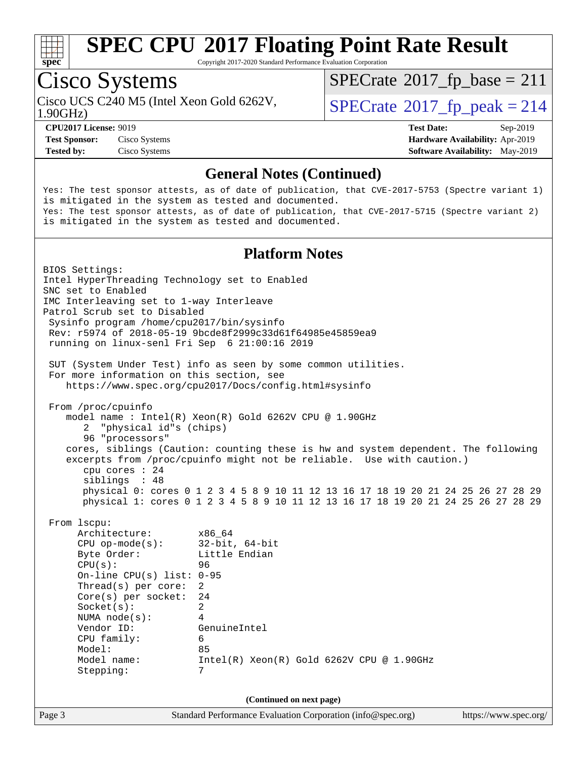# SPEC CPU 2017 Floating Point Rate Result

Copyright 2017-2020 Standard Performance Evaluation Corporation

## Cisco Systems

Cisco UCS C240 M5 (Intel Xeon Gold 6262V, 1.90GHz)

SPECrate 2017_fp_base = 211

SPECrate 2017_fp_peak = 214

**CPU2017 License:** 9019
**Test Sponsor:** Cisco Systems
**Tested by:** Cisco Systems

**Test Date:** Sep-2019
**Hardware Availability:** Apr-2019
**Software Availability:** May-2019

### General Notes (Continued)

```
Yes: The test sponsor attests, as of date of publication, that CVE-2017-5753 (Spectre variant 1)
is mitigated in the system as tested and documented.
Yes: The test sponsor attests, as of date of publication, that CVE-2017-5715 (Spectre variant 2)
is mitigated in the system as tested and documented.
```

### Platform Notes

```
BIOS Settings:
Intel HyperThreading Technology set to Enabled
SNC set to Enabled
IMC Interleaving set to 1-way Interleave
Patrol Scrub set to Disabled
 Sysinfo program /home/cpu2017/bin/sysinfo
 Rev: r5974 of 2018-05-19 9bcde8f2999c33d61f64985e45859ea9
 running on linux-senl Fri Sep  6 21:00:16 2019

 SUT (System Under Test) info as seen by some common utilities.
 For more information on this section, see
    https://www.spec.org/cpu2017/Docs/config.html#sysinfo

 From /proc/cpuinfo
    model name : Intel(R) Xeon(R) Gold 6262V CPU @ 1.90GHz
       2  "physical id"s (chips)
       96 "processors"
    cores, siblings (Caution: counting these is hw and system dependent. The following
    excerpts from /proc/cpuinfo might not be reliable.  Use with caution.)
       cpu cores : 24
       siblings  : 48
       physical 0: cores 0 1 2 3 4 5 8 9 10 11 12 13 16 17 18 19 20 21 24 25 26 27 28 29
       physical 1: cores 0 1 2 3 4 5 8 9 10 11 12 13 16 17 18 19 20 21 24 25 26 27 28 29

 From lscpu:
      Architecture:        x86_64
      CPU op-mode(s):      32-bit, 64-bit
      Byte Order:          Little Endian
      CPU(s):              96
      On-line CPU(s) list: 0-95
      Thread(s) per core:  2
      Core(s) per socket:  24
      Socket(s):           2
      NUMA node(s):        4
      Vendor ID:           GenuineIntel
      CPU family:          6
      Model:               85
      Model name:          Intel(R) Xeon(R) Gold 6262V CPU @ 1.90GHz
      Stepping:            7
```

(Continued on next page)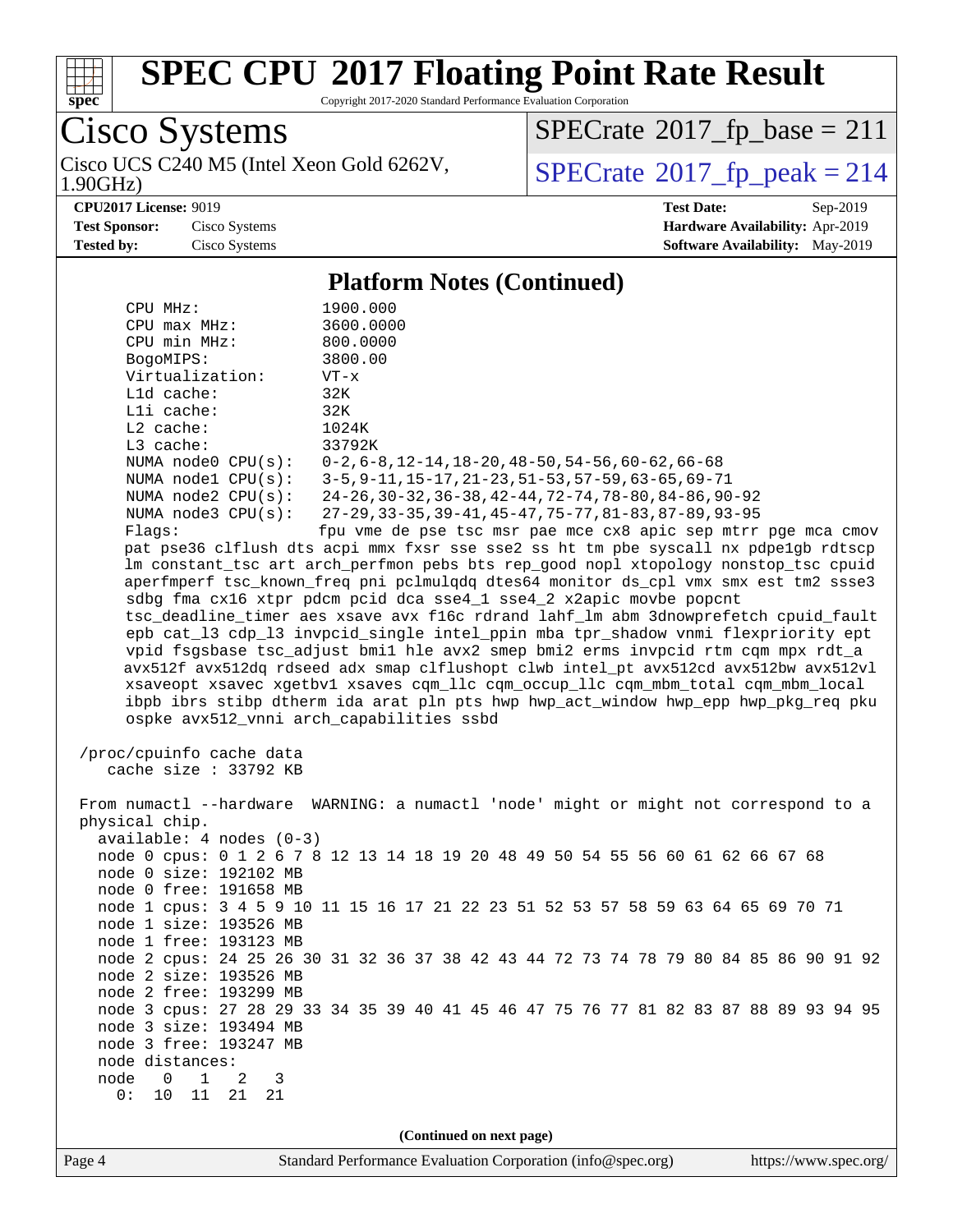## Platform Notes (Continued)

```
    CPU MHz:                 1900.000
    CPU max MHz:             3600.0000
    CPU min MHz:             800.0000
    BogoMIPS:                3800.00
    Virtualization:          VT-x
    L1d cache:               32K
    L1i cache:               32K
    L2 cache:                1024K
    L3 cache:                33792K
    NUMA node0 CPU(s):       0-2,6-8,12-14,18-20,48-50,54-56,60-62,66-68
    NUMA node1 CPU(s):       3-5,9-11,15-17,21-23,51-53,57-59,63-65,69-71
    NUMA node2 CPU(s):       24-26,30-32,36-38,42-44,72-74,78-80,84-86,90-92
    NUMA node3 CPU(s):       27-29,33-35,39-41,45-47,75-77,81-83,87-89,93-95
    Flags:                   fpu vme de pse tsc msr pae mce cx8 apic sep mtrr pge mca cmov
    pat pse36 clflush dts acpi mmx fxsr sse sse2 ss ht tm pbe syscall nx pdpe1gb rdtscp
    lm constant_tsc art arch_perfmon pebs bts rep_good nopl xtopology nonstop_tsc cpuid
    aperfmperf tsc_known_freq pni pclmulqdq dtes64 monitor ds_cpl vmx smx est tm2 ssse3
    sdbg fma cx16 xtpr pdcm pcid dca sse4_1 sse4_2 x2apic movbe popcnt
    tsc_deadline_timer aes xsave avx f16c rdrand lahf_lm abm 3dnowprefetch cpuid_fault
    epb cat_l3 cdp_l3 invpcid_single intel_ppin mba tpr_shadow vnmi flexpriority ept
    vpid fsgsbase tsc_adjust bmi1 hle avx2 smep bmi2 erms invpcid rtm cqm mpx rdt_a
    avx512f avx512dq rdseed adx smap clflushopt clwb intel_pt avx512cd avx512bw avx512vl
    xsaveopt xsavec xgetbv1 xsaves cqm_llc cqm_occup_llc cqm_mbm_total cqm_mbm_local
    ibpb ibrs stibp dtherm ida arat pln pts hwp hwp_act_window hwp_epp hwp_pkg_req pku
    ospke avx512_vnni arch_capabilities ssbd

 /proc/cpuinfo cache data
    cache size : 33792 KB

 From numactl --hardware  WARNING: a numactl 'node' might or might not correspond to a
 physical chip.
   available: 4 nodes (0-3)
   node 0 cpus: 0 1 2 6 7 8 12 13 14 18 19 20 48 49 50 54 55 56 60 61 62 66 67 68
   node 0 size: 192102 MB
   node 0 free: 191658 MB
   node 1 cpus: 3 4 5 9 10 11 15 16 17 21 22 23 51 52 53 57 58 59 63 64 65 69 70 71
   node 1 size: 193526 MB
   node 1 free: 193123 MB
   node 2 cpus: 24 25 26 30 31 32 36 37 38 42 43 44 72 73 74 78 79 80 84 85 86 90 91 92
   node 2 size: 193526 MB
   node 2 free: 193299 MB
   node 3 cpus: 27 28 29 33 34 35 39 40 41 45 46 47 75 76 77 81 82 83 87 88 89 93 94 95
   node 3 size: 193494 MB
   node 3 free: 193247 MB
   node distances:
   node   0   1   2   3
     0:  10  11  21  21
```

(Continued on next page)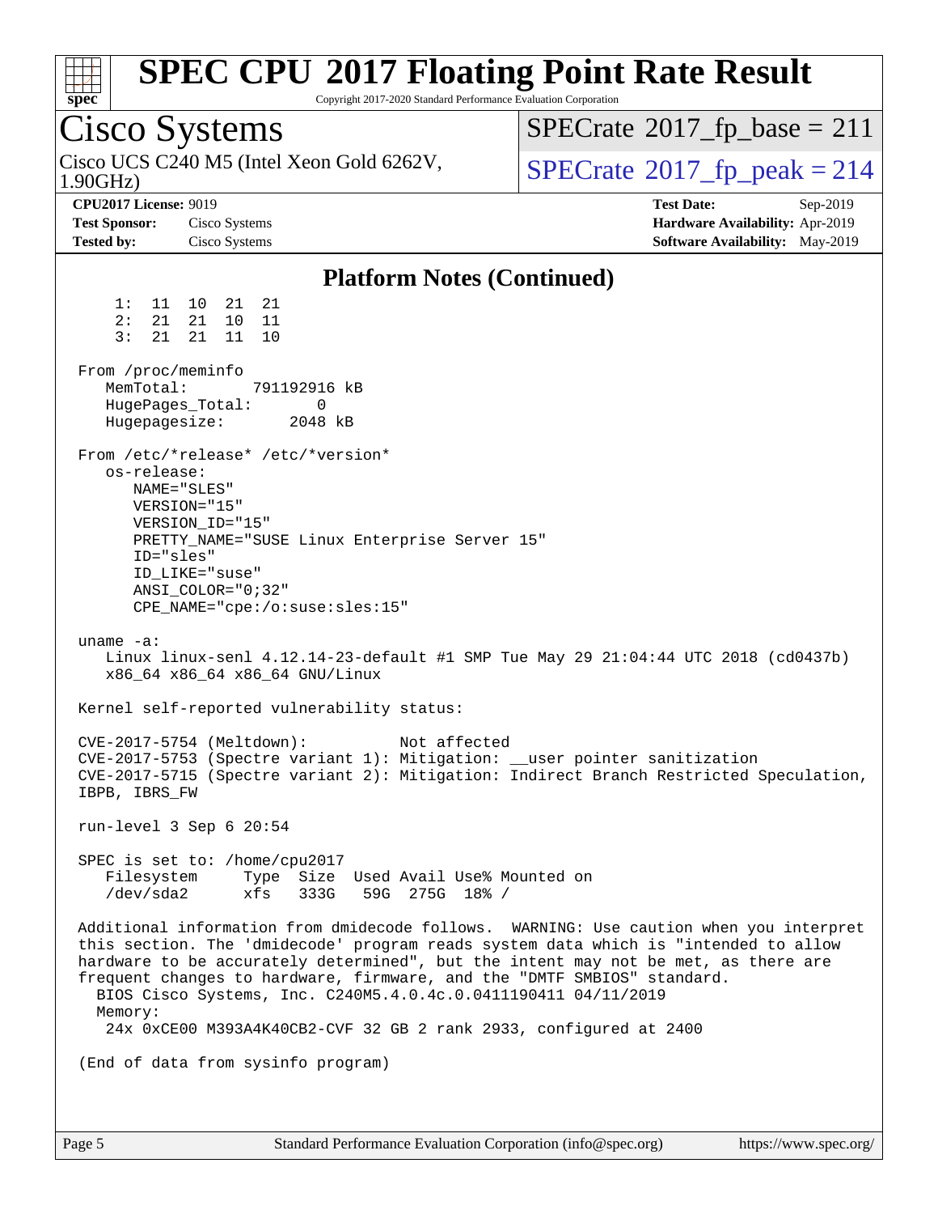## Platform Notes (Continued)

```
     1:  11  10  21  21
     2:  21  21  10  11
     3:  21  21  11  10

 From /proc/meminfo
    MemTotal:       791192916 kB
    HugePages_Total:       0
    Hugepagesize:       2048 kB

 From /etc/*release* /etc/*version*
    os-release:
       NAME="SLES"
       VERSION="15"
       VERSION_ID="15"
       PRETTY_NAME="SUSE Linux Enterprise Server 15"
       ID="sles"
       ID_LIKE="suse"
       ANSI_COLOR="0;32"
       CPE_NAME="cpe:/o:suse:sles:15"

 uname -a:
    Linux linux-senl 4.12.14-23-default #1 SMP Tue May 29 21:04:44 UTC 2018 (cd0437b)
    x86_64 x86_64 x86_64 GNU/Linux

 Kernel self-reported vulnerability status:

 CVE-2017-5754 (Meltdown):          Not affected
 CVE-2017-5753 (Spectre variant 1): Mitigation: __user pointer sanitization
 CVE-2017-5715 (Spectre variant 2): Mitigation: Indirect Branch Restricted Speculation,
 IBPB, IBRS_FW

 run-level 3 Sep 6 20:54

 SPEC is set to: /home/cpu2017
    Filesystem     Type  Size  Used Avail Use% Mounted on
    /dev/sda2      xfs   333G   59G  275G  18% /

 Additional information from dmidecode follows.  WARNING: Use caution when you interpret
 this section. The 'dmidecode' program reads system data which is "intended to allow
 hardware to be accurately determined", but the intent may not be met, as there are
 frequent changes to hardware, firmware, and the "DMTF SMBIOS" standard.
   BIOS Cisco Systems, Inc. C240M5.4.0.4c.0.0411190411 04/11/2019
   Memory:
    24x 0xCE00 M393A4K40CB2-CVF 32 GB 2 rank 2933, configured at 2400

 (End of data from sysinfo program)
```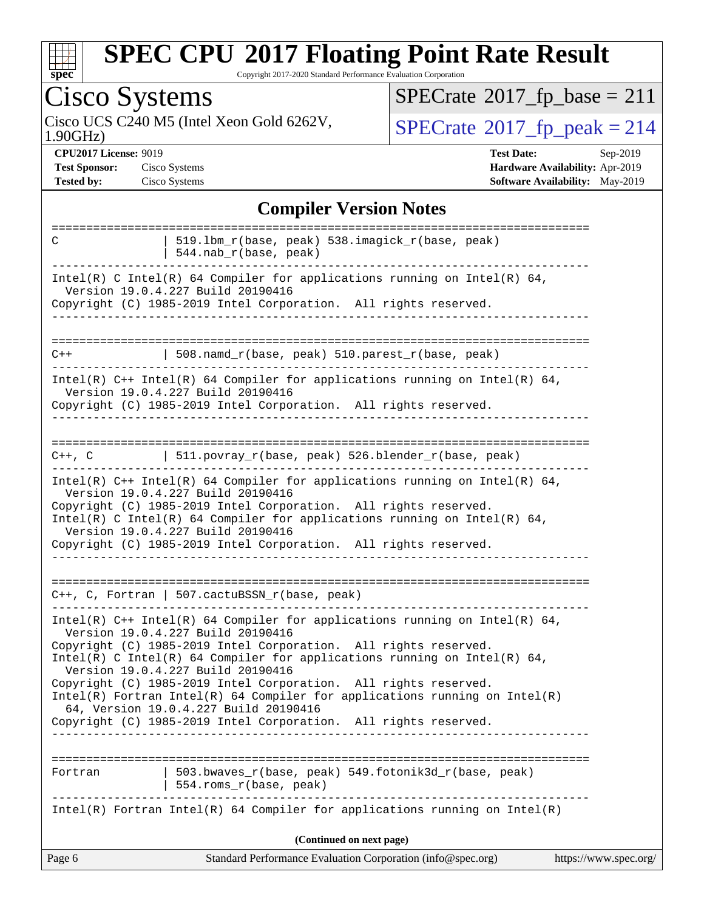# SPEC CPU 2017 Floating Point Rate Result

Copyright 2017-2020 Standard Performance Evaluation Corporation

## Cisco Systems

Cisco UCS C240 M5 (Intel Xeon Gold 6262V, 1.90GHz)

SPECrate 2017_fp_base = 211

SPECrate 2017_fp_peak = 214

**CPU2017 License:** 9019
**Test Sponsor:** Cisco Systems
**Tested by:** Cisco Systems

**Test Date:** Sep-2019
**Hardware Availability:** Apr-2019
**Software Availability:** May-2019

### Compiler Version Notes

```
==============================================================================
C              | 519.lbm_r(base, peak) 538.imagick_r(base, peak)
               | 544.nab_r(base, peak)
------------------------------------------------------------------------------
Intel(R) C Intel(R) 64 Compiler for applications running on Intel(R) 64,
  Version 19.0.4.227 Build 20190416
Copyright (C) 1985-2019 Intel Corporation.  All rights reserved.
------------------------------------------------------------------------------

==============================================================================
C++            | 508.namd_r(base, peak) 510.parest_r(base, peak)
------------------------------------------------------------------------------
Intel(R) C++ Intel(R) 64 Compiler for applications running on Intel(R) 64,
  Version 19.0.4.227 Build 20190416
Copyright (C) 1985-2019 Intel Corporation.  All rights reserved.
------------------------------------------------------------------------------

==============================================================================
C++, C         | 511.povray_r(base, peak) 526.blender_r(base, peak)
------------------------------------------------------------------------------
Intel(R) C++ Intel(R) 64 Compiler for applications running on Intel(R) 64,
  Version 19.0.4.227 Build 20190416
Copyright (C) 1985-2019 Intel Corporation.  All rights reserved.
Intel(R) C Intel(R) 64 Compiler for applications running on Intel(R) 64,
  Version 19.0.4.227 Build 20190416
Copyright (C) 1985-2019 Intel Corporation.  All rights reserved.
------------------------------------------------------------------------------

==============================================================================
C++, C, Fortran | 507.cactuBSSN_r(base, peak)
------------------------------------------------------------------------------
Intel(R) C++ Intel(R) 64 Compiler for applications running on Intel(R) 64,
  Version 19.0.4.227 Build 20190416
Copyright (C) 1985-2019 Intel Corporation.  All rights reserved.
Intel(R) C Intel(R) 64 Compiler for applications running on Intel(R) 64,
  Version 19.0.4.227 Build 20190416
Copyright (C) 1985-2019 Intel Corporation.  All rights reserved.
Intel(R) Fortran Intel(R) 64 Compiler for applications running on Intel(R)
  64, Version 19.0.4.227 Build 20190416
Copyright (C) 1985-2019 Intel Corporation.  All rights reserved.
------------------------------------------------------------------------------

==============================================================================
Fortran        | 503.bwaves_r(base, peak) 549.fotonik3d_r(base, peak)
               | 554.roms_r(base, peak)
------------------------------------------------------------------------------
Intel(R) Fortran Intel(R) 64 Compiler for applications running on Intel(R)
```

**(Continued on next page)**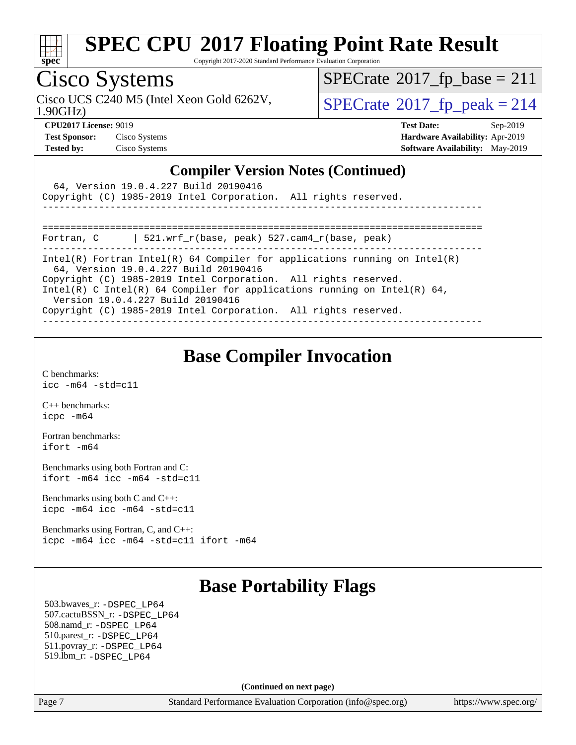# SPEC CPU 2017 Floating Point Rate Result

Copyright 2017-2020 Standard Performance Evaluation Corporation

## Cisco Systems

Cisco UCS C240 M5 (Intel Xeon Gold 6262V, 1.90GHz)

SPECrate 2017_fp_base = 211

SPECrate 2017_fp_peak = 214

**CPU2017 License:** 9019
**Test Sponsor:** Cisco Systems
**Tested by:** Cisco Systems

**Test Date:** Sep-2019
**Hardware Availability:** Apr-2019
**Software Availability:** May-2019

### Compiler Version Notes (Continued)

```
  64, Version 19.0.4.227 Build 20190416
Copyright (C) 1985-2019 Intel Corporation.  All rights reserved.
------------------------------------------------------------------------------

==============================================================================
Fortran, C      | 521.wrf_r(base, peak) 527.cam4_r(base, peak)
------------------------------------------------------------------------------
Intel(R) Fortran Intel(R) 64 Compiler for applications running on Intel(R)
  64, Version 19.0.4.227 Build 20190416
Copyright (C) 1985-2019 Intel Corporation.  All rights reserved.
Intel(R) C Intel(R) 64 Compiler for applications running on Intel(R) 64,
  Version 19.0.4.227 Build 20190416
Copyright (C) 1985-2019 Intel Corporation.  All rights reserved.
------------------------------------------------------------------------------
```

## Base Compiler Invocation

C benchmarks:
`icc -m64 -std=c11`

C++ benchmarks:
`icpc -m64`

Fortran benchmarks:
`ifort -m64`

Benchmarks using both Fortran and C:
`ifort -m64 icc -m64 -std=c11`

Benchmarks using both C and C++:
`icpc -m64 icc -m64 -std=c11`

Benchmarks using Fortran, C, and C++:
`icpc -m64 icc -m64 -std=c11 ifort -m64`

## Base Portability Flags

503.bwaves_r: -DSPEC_LP64
507.cactuBSSN_r: -DSPEC_LP64
508.namd_r: -DSPEC_LP64
510.parest_r: -DSPEC_LP64
511.povray_r: -DSPEC_LP64
519.lbm_r: -DSPEC_LP64

**(Continued on next page)**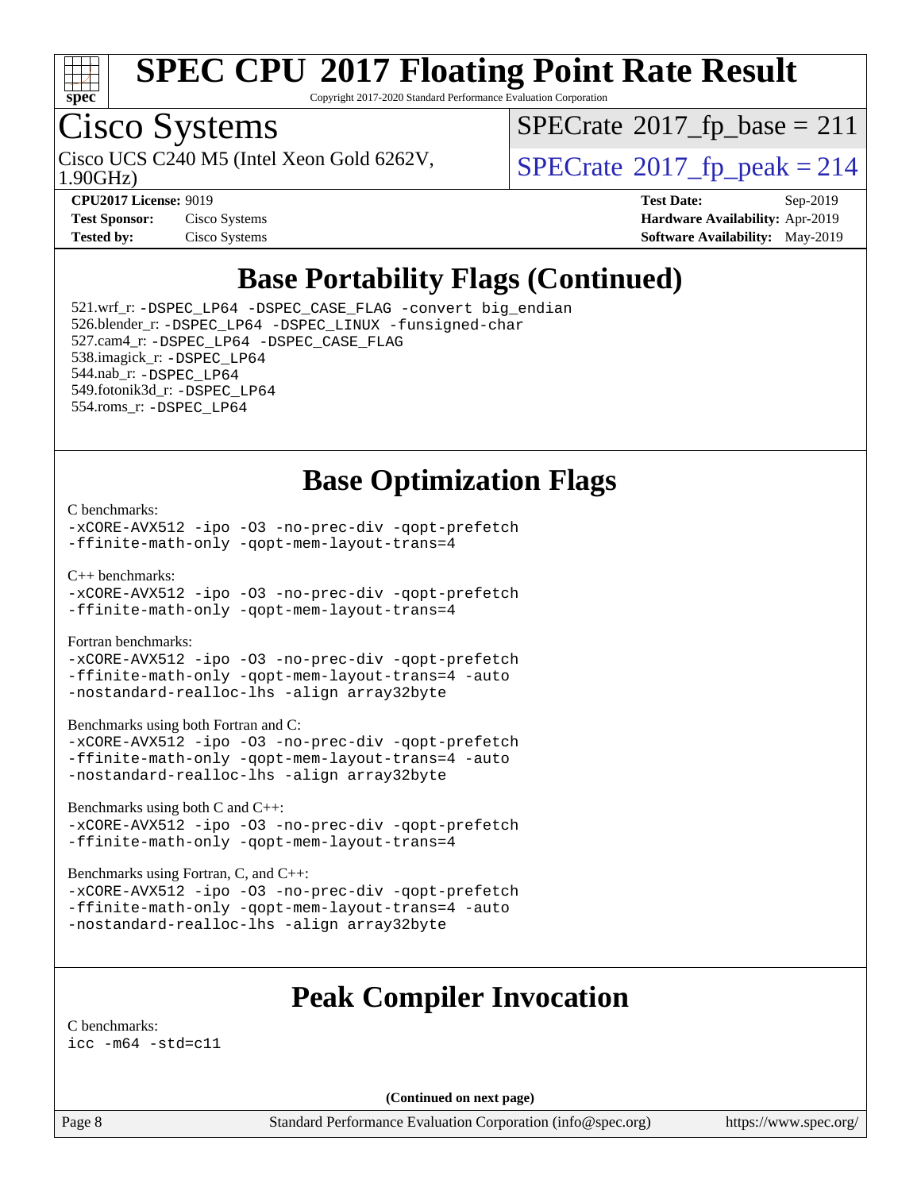## Base Portability Flags (Continued)

521.wrf_r: `-DSPEC_LP64 -DSPEC_CASE_FLAG -convert big_endian`
526.blender_r: `-DSPEC_LP64 -DSPEC_LINUX -funsigned-char`
527.cam4_r: `-DSPEC_LP64 -DSPEC_CASE_FLAG`
538.imagick_r: `-DSPEC_LP64`
544.nab_r: `-DSPEC_LP64`
549.fotonik3d_r: `-DSPEC_LP64`
554.roms_r: `-DSPEC_LP64`

## Base Optimization Flags

C benchmarks:
```
-xCORE-AVX512 -ipo -O3 -no-prec-div -qopt-prefetch
-ffinite-math-only -qopt-mem-layout-trans=4
```

C++ benchmarks:
```
-xCORE-AVX512 -ipo -O3 -no-prec-div -qopt-prefetch
-ffinite-math-only -qopt-mem-layout-trans=4
```

Fortran benchmarks:
```
-xCORE-AVX512 -ipo -O3 -no-prec-div -qopt-prefetch
-ffinite-math-only -qopt-mem-layout-trans=4 -auto
-nostandard-realloc-lhs -align array32byte
```

Benchmarks using both Fortran and C:
```
-xCORE-AVX512 -ipo -O3 -no-prec-div -qopt-prefetch
-ffinite-math-only -qopt-mem-layout-trans=4 -auto
-nostandard-realloc-lhs -align array32byte
```

Benchmarks using both C and C++:
```
-xCORE-AVX512 -ipo -O3 -no-prec-div -qopt-prefetch
-ffinite-math-only -qopt-mem-layout-trans=4
```

Benchmarks using Fortran, C, and C++:
```
-xCORE-AVX512 -ipo -O3 -no-prec-div -qopt-prefetch
-ffinite-math-only -qopt-mem-layout-trans=4 -auto
-nostandard-realloc-lhs -align array32byte
```

## Peak Compiler Invocation

C benchmarks:
```
icc -m64 -std=c11
```

**(Continued on next page)**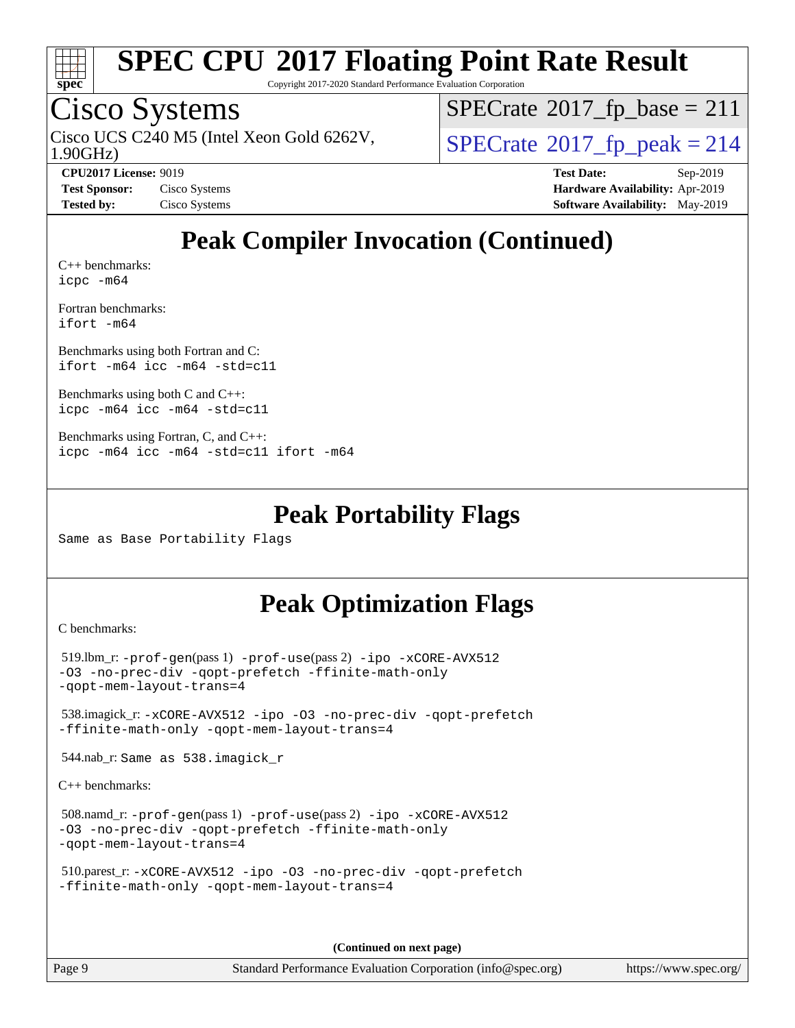# Peak Compiler Invocation (Continued)

C++ benchmarks:
`icpc -m64`

Fortran benchmarks:
`ifort -m64`

Benchmarks using both Fortran and C:
`ifort -m64 icc -m64 -std=c11`

Benchmarks using both C and C++:
`icpc -m64 icc -m64 -std=c11`

Benchmarks using Fortran, C, and C++:
`icpc -m64 icc -m64 -std=c11 ifort -m64`

# Peak Portability Flags

Same as Base Portability Flags

# Peak Optimization Flags

C benchmarks:

519.lbm_r: `-prof-gen`(pass 1) `-prof-use`(pass 2) `-ipo -xCORE-AVX512 -O3 -no-prec-div -qopt-prefetch -ffinite-math-only -qopt-mem-layout-trans=4`

538.imagick_r: `-xCORE-AVX512 -ipo -O3 -no-prec-div -qopt-prefetch -ffinite-math-only -qopt-mem-layout-trans=4`

544.nab_r: `Same as 538.imagick_r`

C++ benchmarks:

508.namd_r: `-prof-gen`(pass 1) `-prof-use`(pass 2) `-ipo -xCORE-AVX512 -O3 -no-prec-div -qopt-prefetch -ffinite-math-only -qopt-mem-layout-trans=4`

510.parest_r: `-xCORE-AVX512 -ipo -O3 -no-prec-div -qopt-prefetch -ffinite-math-only -qopt-mem-layout-trans=4`

**(Continued on next page)**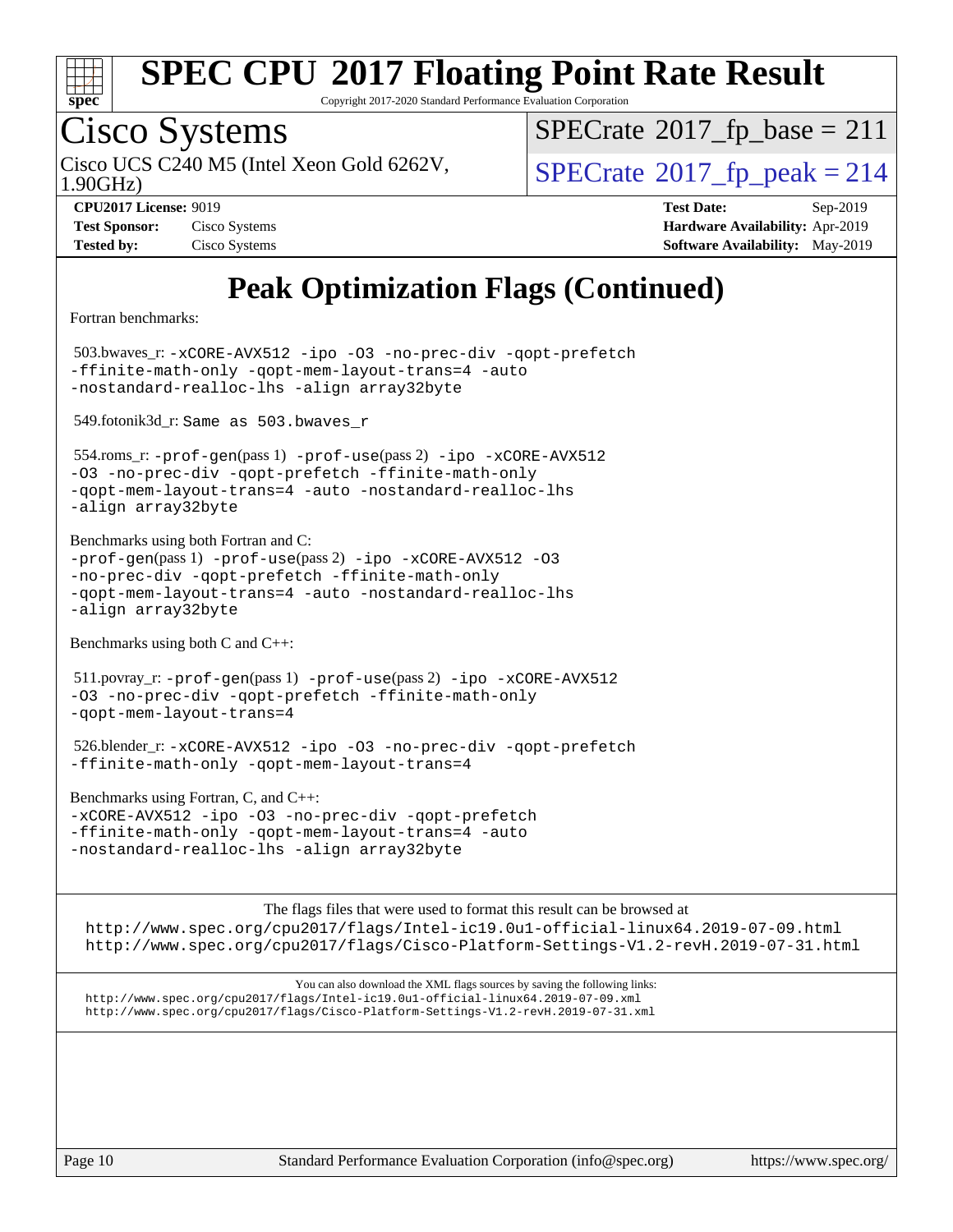# Peak Optimization Flags (Continued)

Fortran benchmarks:

503.bwaves_r: -xCORE-AVX512 -ipo -O3 -no-prec-div -qopt-prefetch -ffinite-math-only -qopt-mem-layout-trans=4 -auto -nostandard-realloc-lhs -align array32byte

549.fotonik3d_r: Same as 503.bwaves_r

554.roms_r: -prof-gen(pass 1) -prof-use(pass 2) -ipo -xCORE-AVX512 -O3 -no-prec-div -qopt-prefetch -ffinite-math-only -qopt-mem-layout-trans=4 -auto -nostandard-realloc-lhs -align array32byte

Benchmarks using both Fortran and C:
-prof-gen(pass 1) -prof-use(pass 2) -ipo -xCORE-AVX512 -O3 -no-prec-div -qopt-prefetch -ffinite-math-only -qopt-mem-layout-trans=4 -auto -nostandard-realloc-lhs -align array32byte

Benchmarks using both C and C++:

511.povray_r: -prof-gen(pass 1) -prof-use(pass 2) -ipo -xCORE-AVX512 -O3 -no-prec-div -qopt-prefetch -ffinite-math-only -qopt-mem-layout-trans=4

526.blender_r: -xCORE-AVX512 -ipo -O3 -no-prec-div -qopt-prefetch -ffinite-math-only -qopt-mem-layout-trans=4

Benchmarks using Fortran, C, and C++:
-xCORE-AVX512 -ipo -O3 -no-prec-div -qopt-prefetch -ffinite-math-only -qopt-mem-layout-trans=4 -auto -nostandard-realloc-lhs -align array32byte

The flags files that were used to format this result can be browsed at
http://www.spec.org/cpu2017/flags/Intel-ic19.0u1-official-linux64.2019-07-09.html
http://www.spec.org/cpu2017/flags/Cisco-Platform-Settings-V1.2-revH.2019-07-31.html

You can also download the XML flags sources by saving the following links:
http://www.spec.org/cpu2017/flags/Intel-ic19.0u1-official-linux64.2019-07-09.xml
http://www.spec.org/cpu2017/flags/Cisco-Platform-Settings-V1.2-revH.2019-07-31.xml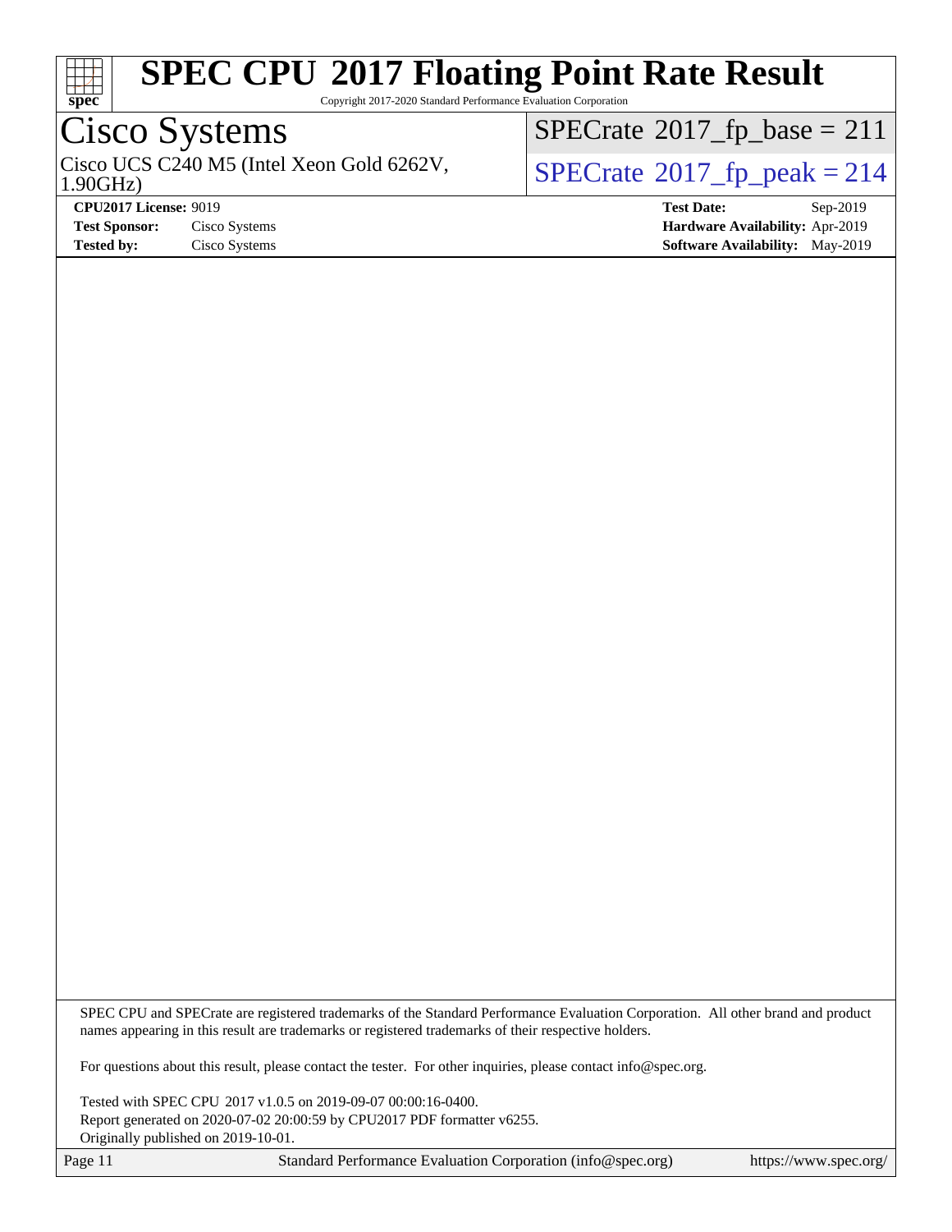SPEC CPU and SPECrate are registered trademarks of the Standard Performance Evaluation Corporation. All other brand and product names appearing in this result are trademarks or registered trademarks of their respective holders.

For questions about this result, please contact the tester. For other inquiries, please contact info@spec.org.

Tested with SPEC CPU 2017 v1.0.5 on 2019-09-07 00:00:16-0400.
Report generated on 2020-07-02 20:00:59 by CPU2017 PDF formatter v6255.
Originally published on 2019-10-01.